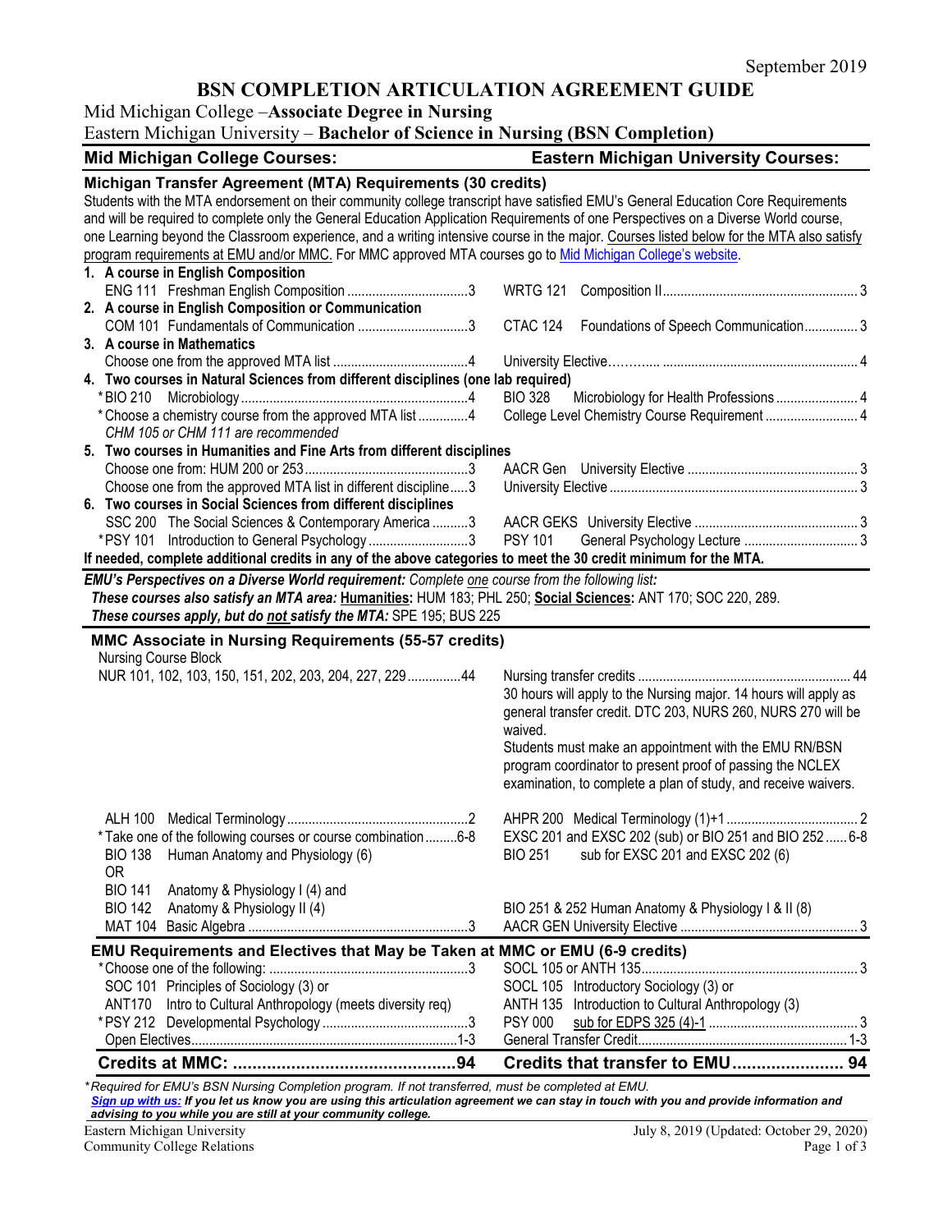September 2019

# BSN COMPLETION ARTICULATION AGREEMENT GUIDE

Mid Michigan College –**Associate Degree in Nursing**

Eastern Michigan University – **Bachelor of Science in Nursing (BSN Completion)**

| **Mid Michigan College Courses:** | **Eastern Michigan University Courses:** |
|---|---|
| **Michigan Transfer Agreement (MTA) Requirements (30 credits)** | |

Students with the MTA endorsement on their community college transcript have satisfied EMU's General Education Core Requirements and will be required to complete only the General Education Application Requirements of one Perspectives on a Diverse World course, one Learning beyond the Classroom experience, and a writing intensive course in the major. Courses listed below for the MTA also satisfy program requirements at EMU and/or MMC. For MMC approved MTA courses go to Mid Michigan College's website.

| Mid Michigan College Courses | Eastern Michigan University Courses |
|---|---|
| **1. A course in English Composition** | |
| ENG 111 Freshman English Composition ... 3 | WRTG 121 Composition II ... 3 |
| **2. A course in English Composition or Communication** | |
| COM 101 Fundamentals of Communication ... 3 | CTAC 124 Foundations of Speech Communication ... 3 |
| **3. A course in Mathematics** | |
| Choose one from the approved MTA list ... 4 | University Elective ... 4 |
| **4. Two courses in Natural Sciences from different disciplines (one lab required)** | |
| *BIO 210 Microbiology ... 4 | BIO 328 Microbiology for Health Professions ... 4 |
| *Choose a chemistry course from the approved MTA list ... 4<br>*CHM 105 or CHM 111 are recommended* | College Level Chemistry Course Requirement ... 4 |
| **5. Two courses in Humanities and Fine Arts from different disciplines** | |
| Choose one from: HUM 200 or 253 ... 3 | AACR Gen University Elective ... 3 |
| Choose one from the approved MTA list in different discipline ... 3 | University Elective ... 3 |
| **6. Two courses in Social Sciences from different disciplines** | |
| SSC 200 The Social Sciences & Contemporary America ... 3 | AACR GEKS University Elective ... 3 |
| *PSY 101 Introduction to General Psychology ... 3 | PSY 101 General Psychology Lecture ... 3 |

**If needed, complete additional credits in any of the above categories to meet the 30 credit minimum for the MTA.**

***EMU's Perspectives on a Diverse World requirement:*** *Complete one course from the following list:*
***These courses also satisfy an MTA area:*** **Humanities:** HUM 183; PHL 250; **Social Sciences:** ANT 170; SOC 220, 289.
***These courses apply, but do not satisfy the MTA:*** SPE 195; BUS 225

| Mid Michigan College Courses | Eastern Michigan University Courses |
|---|---|
| **MMC Associate in Nursing Requirements (55-57 credits)** | |
| Nursing Course Block<br>NUR 101, 102, 103, 150, 151, 202, 203, 204, 227, 229 ... 44 | Nursing transfer credits ... 44<br>30 hours will apply to the Nursing major. 14 hours will apply as general transfer credit. DTC 203, NURS 260, NURS 270 will be waived.<br>Students must make an appointment with the EMU RN/BSN program coordinator to present proof of passing the NCLEX examination, to complete a plan of study, and receive waivers. |
| ALH 100 Medical Terminology ... 2 | AHPR 200 Medical Terminology (1)+1 ... 2 |
| *Take one of the following courses or course combination ... 6-8 | EXSC 201 and EXSC 202 (sub) or BIO 251 and BIO 252 ... 6-8 |
| BIO 138 Human Anatomy and Physiology (6)<br>OR | BIO 251 sub for EXSC 201 and EXSC 202 (6) |
| BIO 141 Anatomy & Physiology I (4) and<br>BIO 142 Anatomy & Physiology II (4) | BIO 251 & 252 Human Anatomy & Physiology I & II (8) |
| MAT 104 Basic Algebra ... 3 | AACR GEN University Elective ... 3 |
| **EMU Requirements and Electives that May be Taken at MMC or EMU (6-9 credits)** | |
| *Choose one of the following: ... 3 | SOCL 105 or ANTH 135 ... 3 |
| SOC 101 Principles of Sociology (3) or | SOCL 105 Introductory Sociology (3) or |
| ANT170 Intro to Cultural Anthropology (meets diversity req) | ANTH 135 Introduction to Cultural Anthropology (3) |
| *PSY 212 Developmental Psychology ... 3 | PSY 000 sub for EDPS 325 (4)-1 ... 3 |
| Open Electives ... 1-3 | General Transfer Credit ... 1-3 |
| **Credits at MMC: ... 94** | **Credits that transfer to EMU ... 94** |

**Required for EMU's BSN Nursing Completion program. If not transferred, must be completed at EMU.*

***Sign up with us:** If you let us know you are using this articulation agreement we can stay in touch with you and provide information and advising to you while you are still at your community college.*

Eastern Michigan University
Community College Relations

July 8, 2019 (Updated: Octoberr 29, 2020)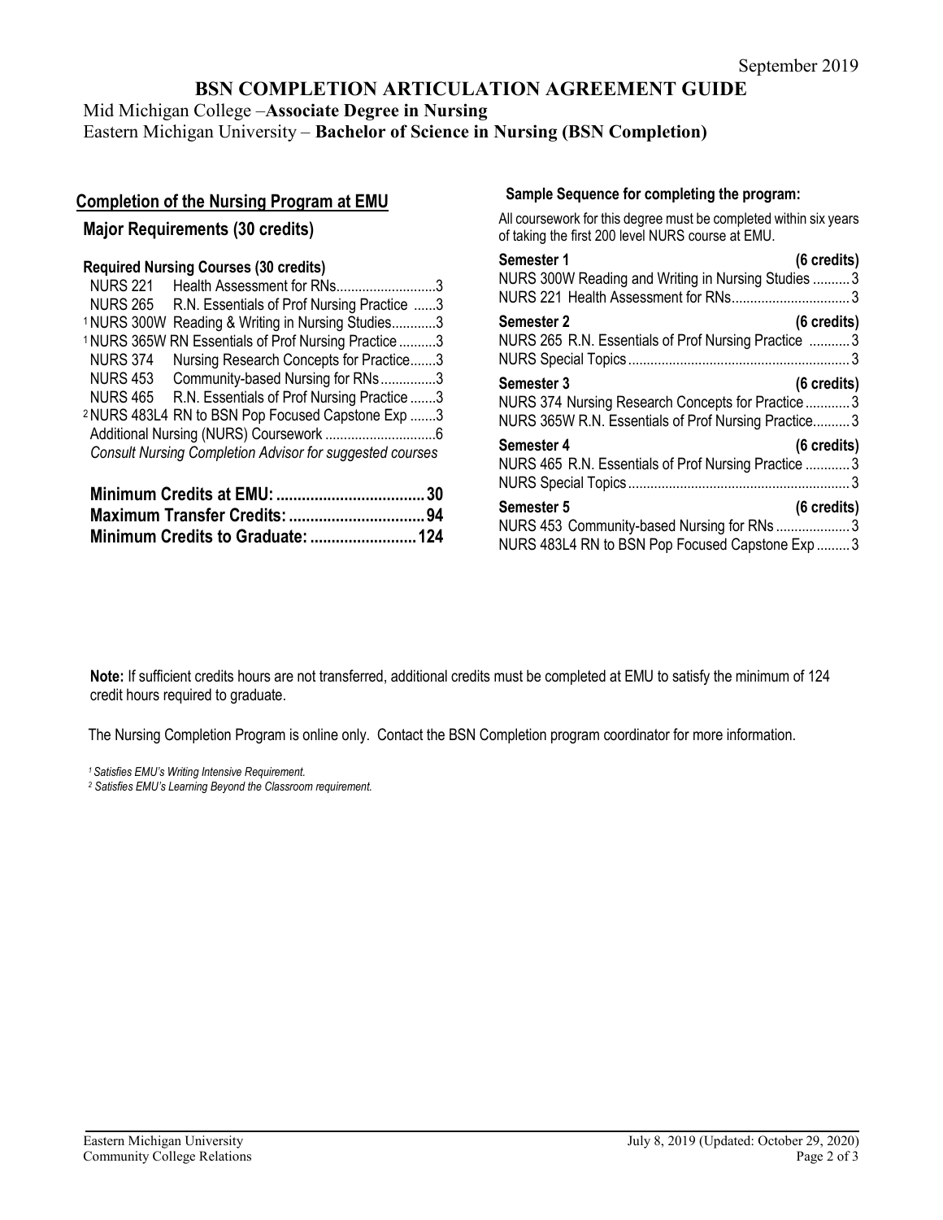September 2019

# BSN COMPLETION ARTICULATION AGREEMENT GUIDE

Mid Michigan College –**Associate Degree in Nursing**
Eastern Michigan University – **Bachelor of Science in Nursing (BSN Completion)**

## Completion of the Nursing Program at EMU

### Major Requirements (30 credits)

**Required Nursing Courses (30 credits)**

| Course | Title | Credits |
|---|---|---|
| NURS 221 | Health Assessment for RNs | 3 |
| NURS 265 | R.N. Essentials of Prof Nursing Practice | 3 |
| [1] NURS 300W | Reading & Writing in Nursing Studies | 3 |
| [1] NURS 365W | RN Essentials of Prof Nursing Practice | 3 |
| NURS 374 | Nursing Research Concepts for Practice | 3 |
| NURS 453 | Community-based Nursing for RNs | 3 |
| NURS 465 | R.N. Essentials of Prof Nursing Practice | 3 |
| [2] NURS 483L4 | RN to BSN Pop Focused Capstone Exp | 3 |
| Additional Nursing (NURS) Coursework | | 6 |

*Consult Nursing Completion Advisor for suggested courses*

**Minimum Credits at EMU: 30**
**Maximum Transfer Credits: 94**
**Minimum Credits to Graduate: 124**

### Sample Sequence for completing the program:

All coursework for this degree must be completed within six years of taking the first 200 level NURS course at EMU.

**Semester 1 (6 credits)**
- NURS 300W Reading and Writing in Nursing Studies ... 3
- NURS 221 Health Assessment for RNs ... 3

**Semester 2 (6 credits)**
- NURS 265 R.N. Essentials of Prof Nursing Practice ... 3
- NURS Special Topics ... 3

**Semester 3 (6 credits)**
- NURS 374 Nursing Research Concepts for Practice ... 3
- NURS 365W R.N. Essentials of Prof Nursing Practice ... 3

**Semester 4 (6 credits)**
- NURS 465 R.N. Essentials of Prof Nursing Practice ... 3
- NURS Special Topics ... 3

**Semester 5 (6 credits)**
- NURS 453 Community-based Nursing for RNs ... 3
- NURS 483L4 RN to BSN Pop Focused Capstone Exp ... 3

**Note:** If sufficient credits hours are not transferred, additional credits must be completed at EMU to satisfy the minimum of 124 credit hours required to graduate.

The Nursing Completion Program is online only. Contact the BSN Completion program coordinator for more information.

*[1] Satisfies EMU's Writing Intensive Requirement.*
*[2] Satisfies EMU's Learning Beyond the Classroom requirement.*

Eastern Michigan University
Community College Relations

July 8, 2019 (Updated: October 29, 2020)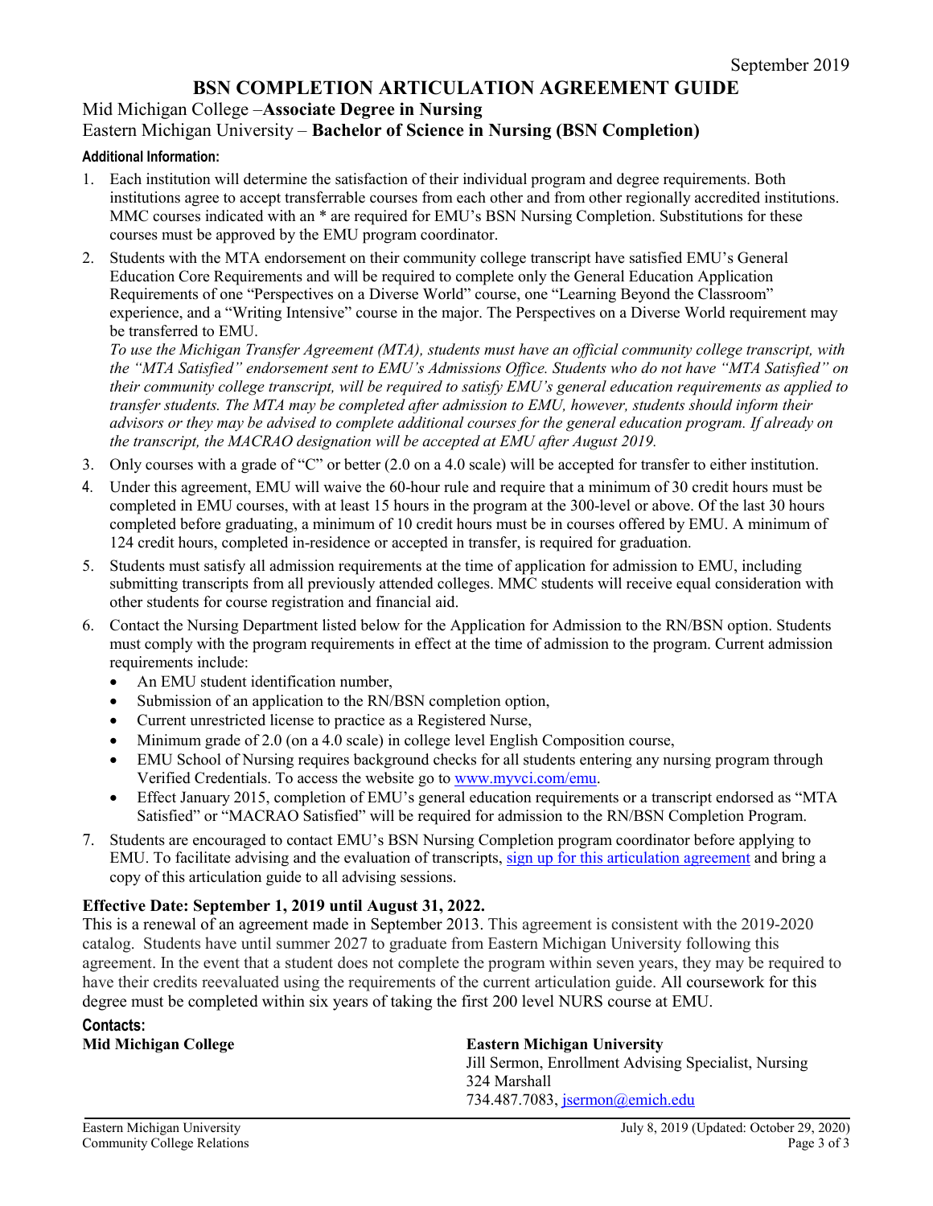September 2019

# BSN COMPLETION ARTICULATION AGREEMENT GUIDE

## Mid Michigan College –**Associate Degree in Nursing**
## Eastern Michigan University – **Bachelor of Science in Nursing (BSN Completion)**

**Additional Information:**

1. Each institution will determine the satisfaction of their individual program and degree requirements. Both institutions agree to accept transferrable courses from each other and from other regionally accredited institutions. MMC courses indicated with an * are required for EMU's BSN Nursing Completion. Substitutions for these courses must be approved by the EMU program coordinator.
2. Students with the MTA endorsement on their community college transcript have satisfied EMU's General Education Core Requirements and will be required to complete only the General Education Application Requirements of one "Perspectives on a Diverse World" course, one "Learning Beyond the Classroom" experience, and a "Writing Intensive" course in the major. The Perspectives on a Diverse World requirement may be transferred to EMU.
   *To use the Michigan Transfer Agreement (MTA), students must have an official community college transcript, with the "MTA Satisfied" endorsement sent to EMU's Admissions Office. Students who do not have "MTA Satisfied" on their community college transcript, will be required to satisfy EMU's general education requirements as applied to transfer students. The MTA may be completed after admission to EMU, however, students should inform their advisors or they may be advised to complete additional courses for the general education program. If already on the transcript, the MACRAO designation will be accepted at EMU after August 2019.*
3. Only courses with a grade of "C" or better (2.0 on a 4.0 scale) will be accepted for transfer to either institution.
4. Under this agreement, EMU will waive the 60-hour rule and require that a minimum of 30 credit hours must be completed in EMU courses, with at least 15 hours in the program at the 300-level or above. Of the last 30 hours completed before graduating, a minimum of 10 credit hours must be in courses offered by EMU. A minimum of 124 credit hours, completed in-residence or accepted in transfer, is required for graduation.
5. Students must satisfy all admission requirements at the time of application for admission to EMU, including submitting transcripts from all previously attended colleges. MMC students will receive equal consideration with other students for course registration and financial aid.
6. Contact the Nursing Department listed below for the Application for Admission to the RN/BSN option. Students must comply with the program requirements in effect at the time of admission to the program. Current admission requirements include:
   - An EMU student identification number,
   - Submission of an application to the RN/BSN completion option,
   - Current unrestricted license to practice as a Registered Nurse,
   - Minimum grade of 2.0 (on a 4.0 scale) in college level English Composition course,
   - EMU School of Nursing requires background checks for all students entering any nursing program through Verified Credentials. To access the website go to www.myvci.com/emu.
   - Effect January 2015, completion of EMU's general education requirements or a transcript endorsed as "MTA Satisfied" or "MACRAO Satisfied" will be required for admission to the RN/BSN Completion Program.
7. Students are encouraged to contact EMU's BSN Nursing Completion program coordinator before applying to EMU. To facilitate advising and the evaluation of transcripts, sign up for this articulation agreement and bring a copy of this articulation guide to all advising sessions.

**Effective Date: September 1, 2019 until August 31, 2022.**

This is a renewal of an agreement made in September 2013. This agreement is consistent with the 2019-2020 catalog. Students have until summer 2027 to graduate from Eastern Michigan University following this agreement. In the event that a student does not complete the program within seven years, they may be required to have their credits reevaluated using the requirements of the current articulation guide. All coursework for this degree must be completed within six years of taking the first 200 level NURS course at EMU.

**Contacts:**

**Mid Michigan College**

**Eastern Michigan University**
Jill Sermon, Enrollment Advising Specialist, Nursing
324 Marshall
734.487.7083, jsermon@emich.edu

Eastern Michigan University
Community College Relations

July 8, 2019 (Updated: October 29, 2020)